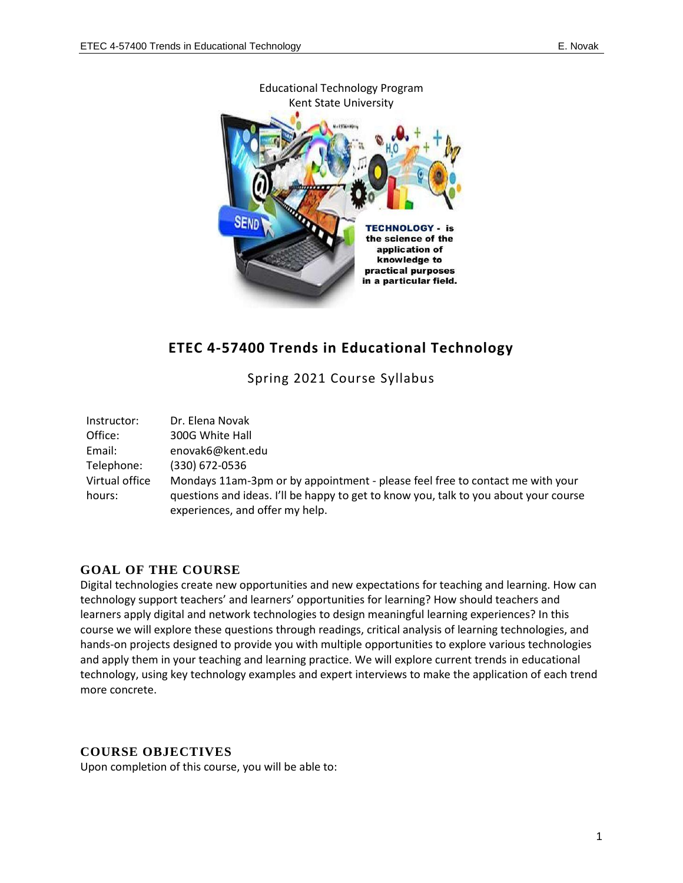Educational Technology Program
Kent State University

# ETEC 4-57400 Trends in Educational Technology

Spring 2021 Course Syllabus

| | |
|---|---|
| Instructor: | Dr. Elena Novak |
| Office: | 300G White Hall |
| Email: | enovak6@kent.edu |
| Telephone: | (330) 672-0536 |
| Virtual office hours: | Mondays 11am-3pm or by appointment - please feel free to contact me with your questions and ideas. I'll be happy to get to know you, talk to you about your course experiences, and offer my help. |

## GOAL OF THE COURSE

Digital technologies create new opportunities and new expectations for teaching and learning. How can technology support teachers' and learners' opportunities for learning? How should teachers and learners apply digital and network technologies to design meaningful learning experiences? In this course we will explore these questions through readings, critical analysis of learning technologies, and hands-on projects designed to provide you with multiple opportunities to explore various technologies and apply them in your teaching and learning practice. We will explore current trends in educational technology, using key technology examples and expert interviews to make the application of each trend more concrete.

## COURSE OBJECTIVES

Upon completion of this course, you will be able to: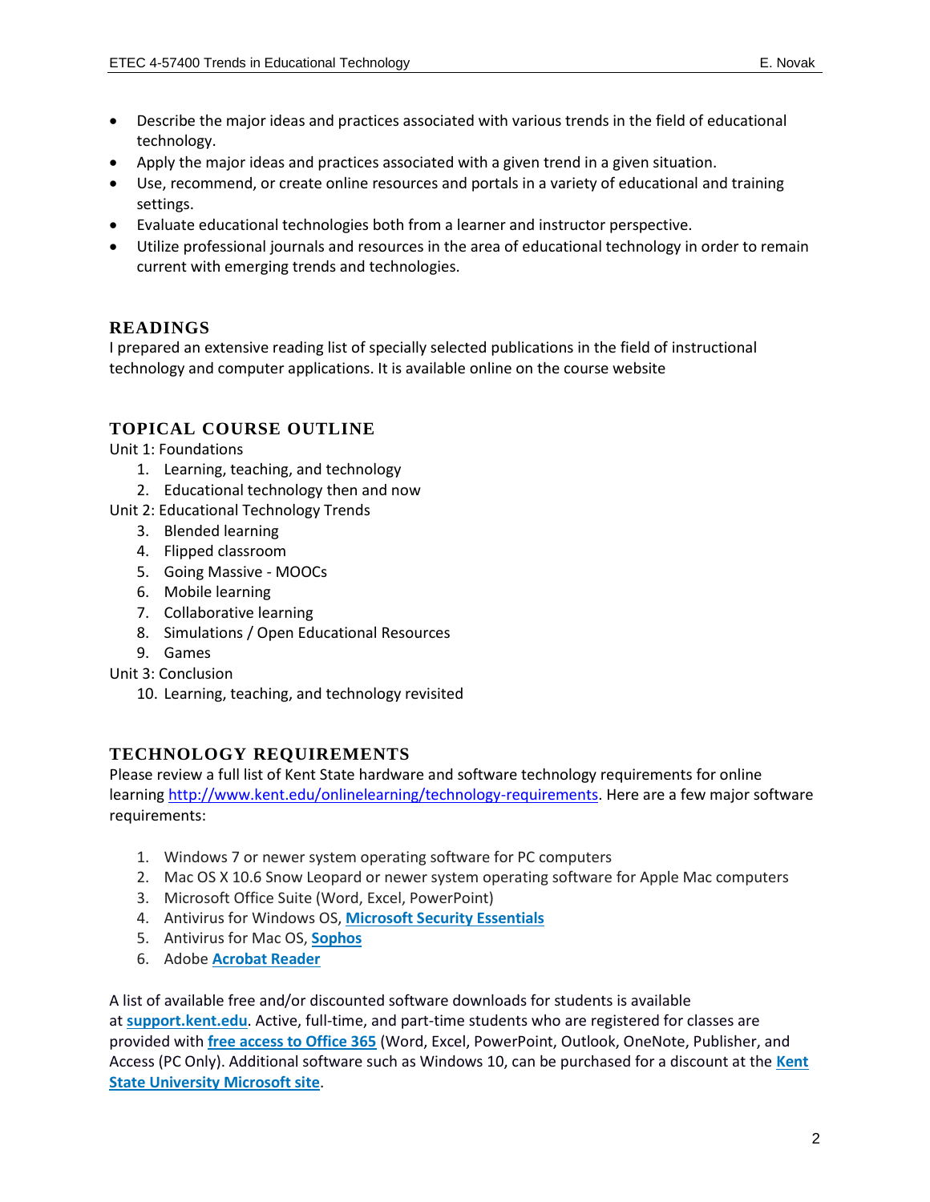- Describe the major ideas and practices associated with various trends in the field of educational technology.
- Apply the major ideas and practices associated with a given trend in a given situation.
- Use, recommend, or create online resources and portals in a variety of educational and training settings.
- Evaluate educational technologies both from a learner and instructor perspective.
- Utilize professional journals and resources in the area of educational technology in order to remain current with emerging trends and technologies.

## READINGS

I prepared an extensive reading list of specially selected publications in the field of instructional technology and computer applications. It is available online on the course website

## TOPICAL COURSE OUTLINE

Unit 1: Foundations

1. Learning, teaching, and technology
2. Educational technology then and now

Unit 2: Educational Technology Trends

3. Blended learning
4. Flipped classroom
5. Going Massive - MOOCs
6. Mobile learning
7. Collaborative learning
8. Simulations / Open Educational Resources
9. Games

Unit 3: Conclusion

10. Learning, teaching, and technology revisited

## TECHNOLOGY REQUIREMENTS

Please review a full list of Kent State hardware and software technology requirements for online learning http://www.kent.edu/onlinelearning/technology-requirements. Here are a few major software requirements:

1. Windows 7 or newer system operating software for PC computers
2. Mac OS X 10.6 Snow Leopard or newer system operating software for Apple Mac computers
3. Microsoft Office Suite (Word, Excel, PowerPoint)
4. Antivirus for Windows OS, **Microsoft Security Essentials**
5. Antivirus for Mac OS, **Sophos**
6. Adobe **Acrobat Reader**

A list of available free and/or discounted software downloads for students is available at **support.kent.edu**. Active, full-time, and part-time students who are registered for classes are provided with **free access to Office 365** (Word, Excel, PowerPoint, Outlook, OneNote, Publisher, and Access (PC Only). Additional software such as Windows 10, can be purchased for a discount at the **Kent State University Microsoft site**.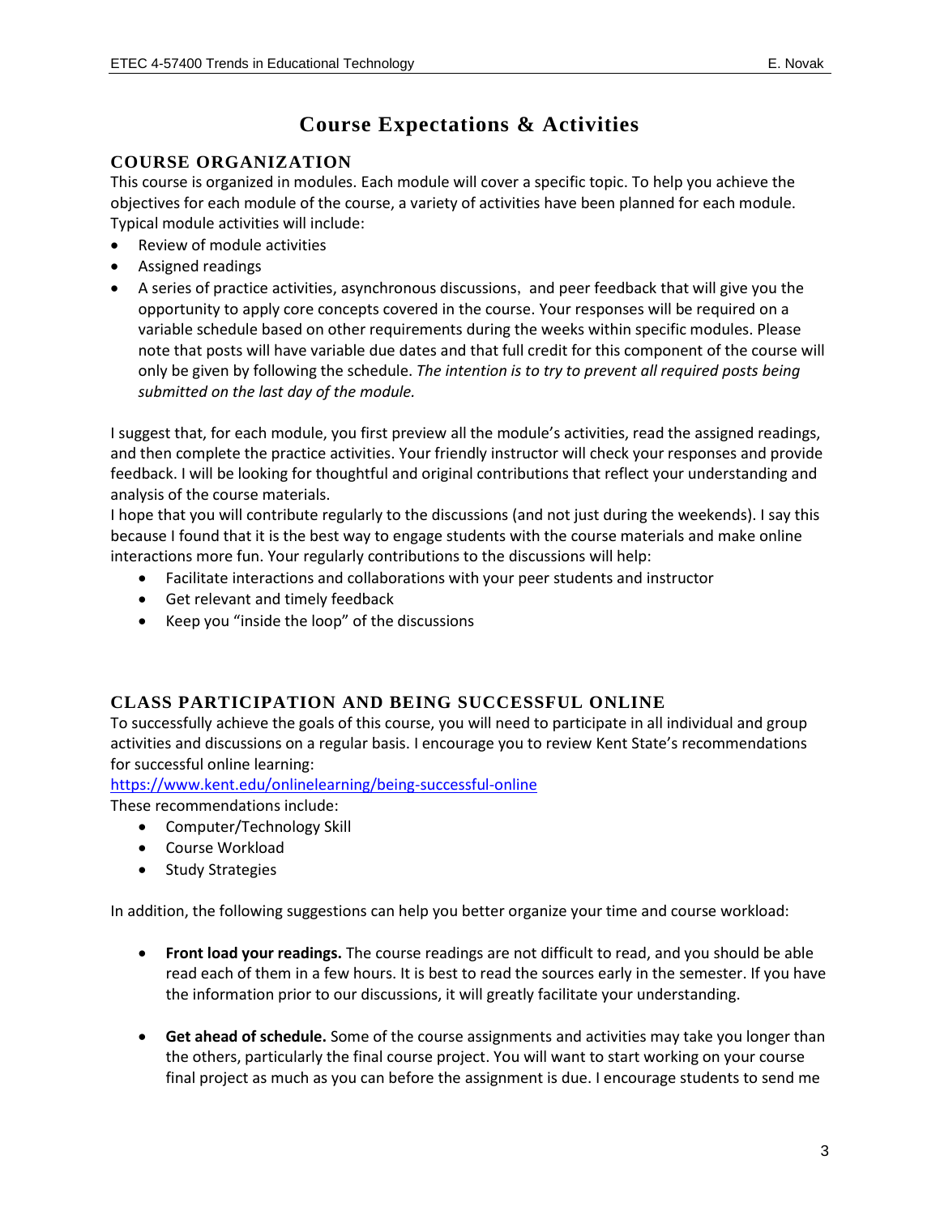# Course Expectations & Activities

## COURSE ORGANIZATION

This course is organized in modules. Each module will cover a specific topic. To help you achieve the objectives for each module of the course, a variety of activities have been planned for each module. Typical module activities will include:

- Review of module activities
- Assigned readings
- A series of practice activities, asynchronous discussions, and peer feedback that will give you the opportunity to apply core concepts covered in the course. Your responses will be required on a variable schedule based on other requirements during the weeks within specific modules. Please note that posts will have variable due dates and that full credit for this component of the course will only be given by following the schedule. *The intention is to try to prevent all required posts being submitted on the last day of the module.*

I suggest that, for each module, you first preview all the module's activities, read the assigned readings, and then complete the practice activities. Your friendly instructor will check your responses and provide feedback. I will be looking for thoughtful and original contributions that reflect your understanding and analysis of the course materials.

I hope that you will contribute regularly to the discussions (and not just during the weekends). I say this because I found that it is the best way to engage students with the course materials and make online interactions more fun. Your regularly contributions to the discussions will help:

- Facilitate interactions and collaborations with your peer students and instructor
- Get relevant and timely feedback
- Keep you "inside the loop" of the discussions

## CLASS PARTICIPATION AND BEING SUCCESSFUL ONLINE

To successfully achieve the goals of this course, you will need to participate in all individual and group activities and discussions on a regular basis. I encourage you to review Kent State's recommendations for successful online learning:

https://www.kent.edu/onlinelearning/being-successful-online

These recommendations include:

- Computer/Technology Skill
- Course Workload
- Study Strategies

In addition, the following suggestions can help you better organize your time and course workload:

- **Front load your readings.** The course readings are not difficult to read, and you should be able read each of them in a few hours. It is best to read the sources early in the semester. If you have the information prior to our discussions, it will greatly facilitate your understanding.
- **Get ahead of schedule.** Some of the course assignments and activities may take you longer than the others, particularly the final course project. You will want to start working on your course final project as much as you can before the assignment is due. I encourage students to send me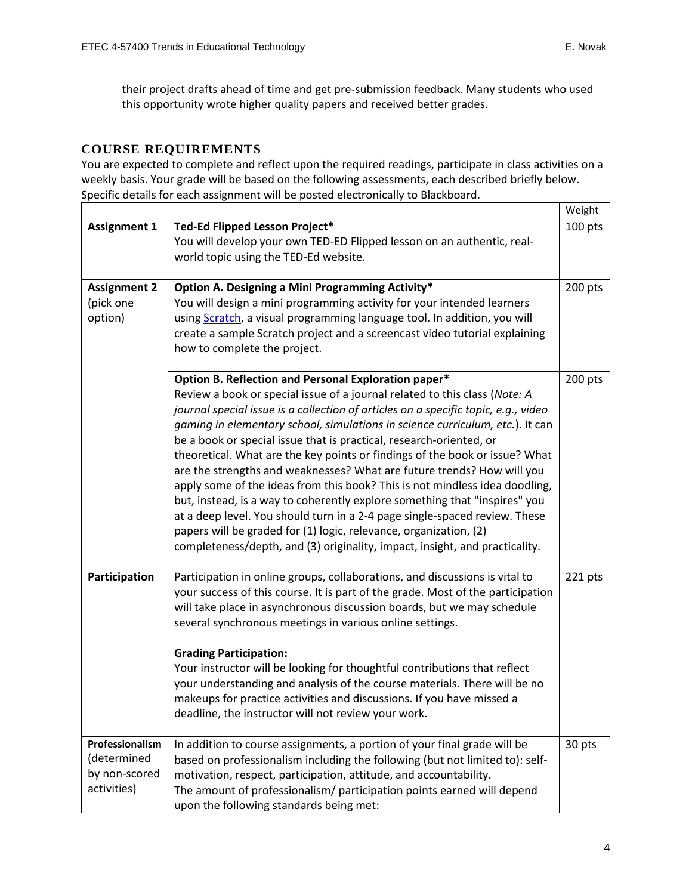their project drafts ahead of time and get pre-submission feedback. Many students who used this opportunity wrote higher quality papers and received better grades.

## COURSE REQUIREMENTS

You are expected to complete and reflect upon the required readings, participate in class activities on a weekly basis. Your grade will be based on the following assessments, each described briefly below. Specific details for each assignment will be posted electronically to Blackboard.

| | | Weight |
|---|---|---|
| **Assignment 1** | **Ted-Ed Flipped Lesson Project***<br>You will develop your own TED-ED Flipped lesson on an authentic, real-world topic using the TED-Ed website. | 100 pts |
| **Assignment 2** (pick one option) | **Option A. Designing a Mini Programming Activity***<br>You will design a mini programming activity for your intended learners using Scratch, a visual programming language tool. In addition, you will create a sample Scratch project and a screencast video tutorial explaining how to complete the project. | 200 pts |
| | **Option B. Reflection and Personal Exploration paper***<br>Review a book or special issue of a journal related to this class (*Note: A journal special issue is a collection of articles on a specific topic, e.g., video gaming in elementary school, simulations in science curriculum, etc.*). It can be a book or special issue that is practical, research-oriented, or theoretical. What are the key points or findings of the book or issue? What are the strengths and weaknesses? What are future trends? How will you apply some of the ideas from this book? This is not mindless idea doodling, but, instead, is a way to coherently explore something that "inspires" you at a deep level. You should turn in a 2-4 page single-spaced review. These papers will be graded for (1) logic, relevance, organization, (2) completeness/depth, and (3) originality, impact, insight, and practicality. | 200 pts |
| **Participation** | Participation in online groups, collaborations, and discussions is vital to your success of this course. It is part of the grade. Most of the participation will take place in asynchronous discussion boards, but we may schedule several synchronous meetings in various online settings.<br><br>**Grading Participation:**<br>Your instructor will be looking for thoughtful contributions that reflect your understanding and analysis of the course materials. There will be no makeups for practice activities and discussions. If you have missed a deadline, the instructor will not review your work. | 221 pts |
| **Professionalism** (determined by non-scored activities) | In addition to course assignments, a portion of your final grade will be based on professionalism including the following (but not limited to): self-motivation, respect, participation, attitude, and accountability.<br>The amount of professionalism/ participation points earned will depend upon the following standards being met: | 30 pts |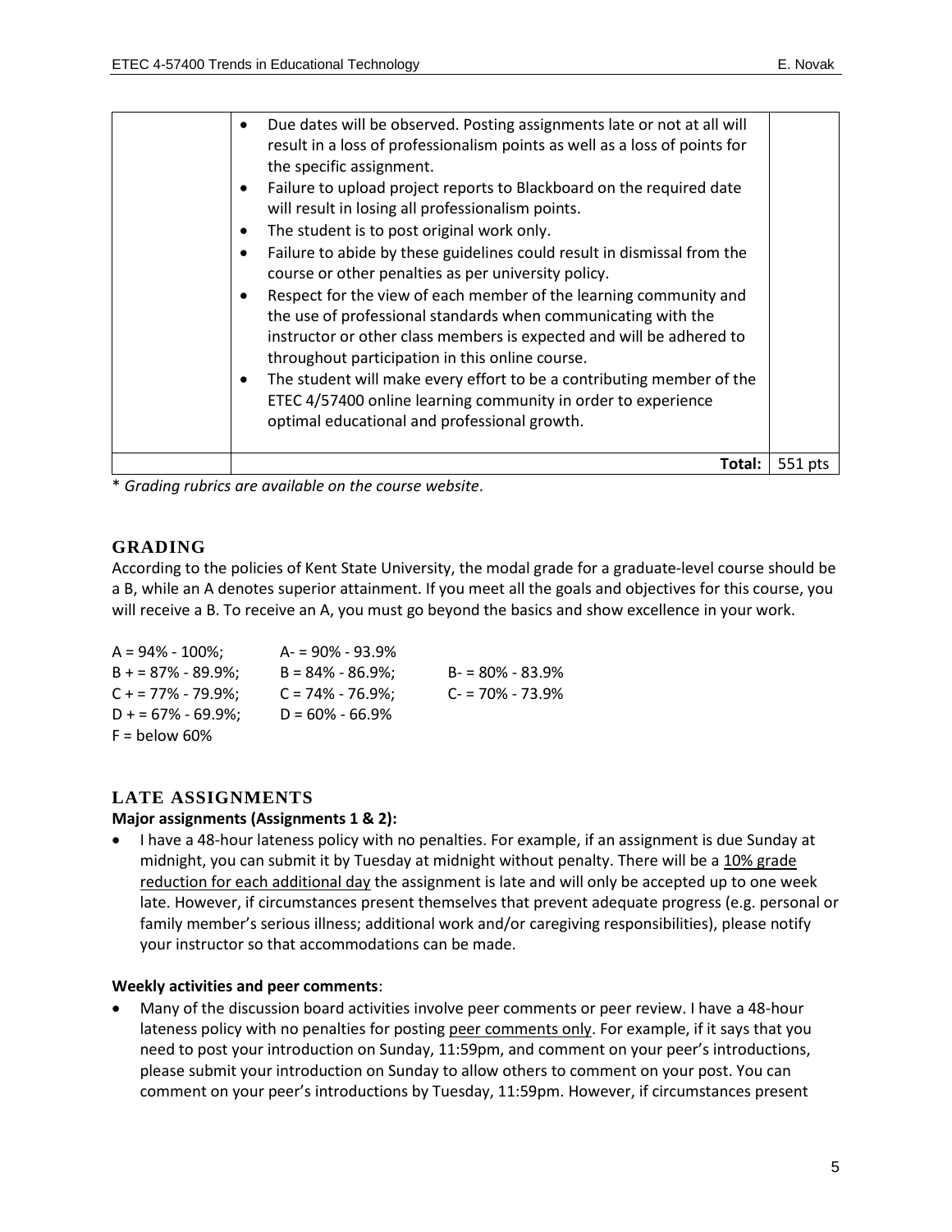| | | |
|---|---|---|
| | • Due dates will be observed. Posting assignments late or not at all will result in a loss of professionalism points as well as a loss of points for the specific assignment.<br>• Failure to upload project reports to Blackboard on the required date will result in losing all professionalism points.<br>• The student is to post original work only.<br>• Failure to abide by these guidelines could result in dismissal from the course or other penalties as per university policy.<br>• Respect for the view of each member of the learning community and the use of professional standards when communicating with the instructor or other class members is expected and will be adhered to throughout participation in this online course.<br>• The student will make every effort to be a contributing member of the ETEC 4/57400 online learning community in order to experience optimal educational and professional growth. | |
| | **Total:** | 551 pts |

\* *Grading rubrics are available on the course website*.

## GRADING

According to the policies of Kent State University, the modal grade for a graduate-level course should be a B, while an A denotes superior attainment. If you meet all the goals and objectives for this course, you will receive a B. To receive an A, you must go beyond the basics and show excellence in your work.

| | | |
|---|---|---|
| A = 94% - 100%; | A- = 90% - 93.9% | |
| B + = 87% - 89.9%; | B = 84% - 86.9%; | B- = 80% - 83.9% |
| C + = 77% - 79.9%; | C = 74% - 76.9%; | C- = 70% - 73.9% |
| D + = 67% - 69.9%; | D = 60% - 66.9% | |
| F = below 60% | | |

## LATE ASSIGNMENTS

**Major assignments (Assignments 1 & 2):**

- I have a 48-hour lateness policy with no penalties. For example, if an assignment is due Sunday at midnight, you can submit it by Tuesday at midnight without penalty. There will be a 10% grade reduction for each additional day the assignment is late and will only be accepted up to one week late. However, if circumstances present themselves that prevent adequate progress (e.g. personal or family member's serious illness; additional work and/or caregiving responsibilities), please notify your instructor so that accommodations can be made.

**Weekly activities and peer comments**:

- Many of the discussion board activities involve peer comments or peer review. I have a 48-hour lateness policy with no penalties for posting peer comments only. For example, if it says that you need to post your introduction on Sunday, 11:59pm, and comment on your peer's introductions, please submit your introduction on Sunday to allow others to comment on your post. You can comment on your peer's introductions by Tuesday, 11:59pm. However, if circumstances present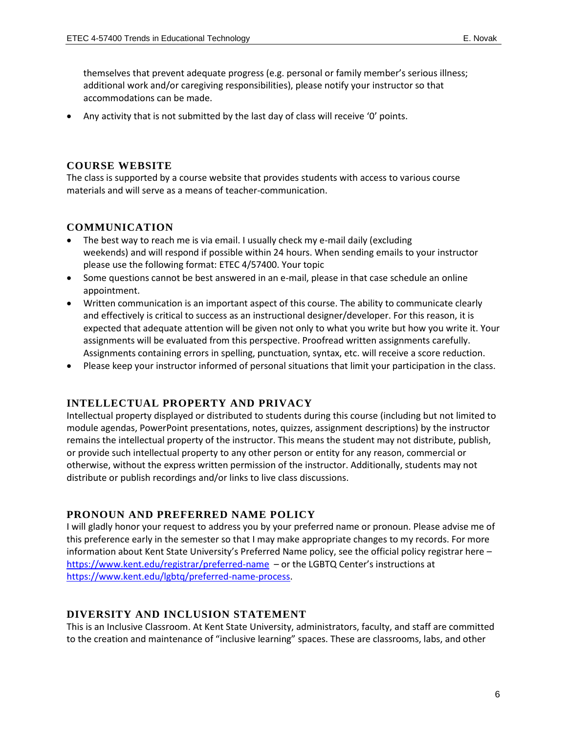themselves that prevent adequate progress (e.g. personal or family member's serious illness; additional work and/or caregiving responsibilities), please notify your instructor so that accommodations can be made.

- Any activity that is not submitted by the last day of class will receive '0' points.

## COURSE WEBSITE

The class is supported by a course website that provides students with access to various course materials and will serve as a means of teacher-communication.

## COMMUNICATION

- The best way to reach me is via email. I usually check my e-mail daily (excluding weekends) and will respond if possible within 24 hours. When sending emails to your instructor please use the following format: ETEC 4/57400. Your topic
- Some questions cannot be best answered in an e-mail, please in that case schedule an online appointment.
- Written communication is an important aspect of this course. The ability to communicate clearly and effectively is critical to success as an instructional designer/developer. For this reason, it is expected that adequate attention will be given not only to what you write but how you write it. Your assignments will be evaluated from this perspective. Proofread written assignments carefully. Assignments containing errors in spelling, punctuation, syntax, etc. will receive a score reduction.
- Please keep your instructor informed of personal situations that limit your participation in the class.

## INTELLECTUAL PROPERTY AND PRIVACY

Intellectual property displayed or distributed to students during this course (including but not limited to module agendas, PowerPoint presentations, notes, quizzes, assignment descriptions) by the instructor remains the intellectual property of the instructor. This means the student may not distribute, publish, or provide such intellectual property to any other person or entity for any reason, commercial or otherwise, without the express written permission of the instructor. Additionally, students may not distribute or publish recordings and/or links to live class discussions.

## PRONOUN AND PREFERRED NAME POLICY

I will gladly honor your request to address you by your preferred name or pronoun. Please advise me of this preference early in the semester so that I may make appropriate changes to my records. For more information about Kent State University's Preferred Name policy, see the official policy registrar here – https://www.kent.edu/registrar/preferred-name – or the LGBTQ Center's instructions at https://www.kent.edu/lgbtq/preferred-name-process.

## DIVERSITY AND INCLUSION STATEMENT

This is an Inclusive Classroom. At Kent State University, administrators, faculty, and staff are committed to the creation and maintenance of "inclusive learning" spaces. These are classrooms, labs, and other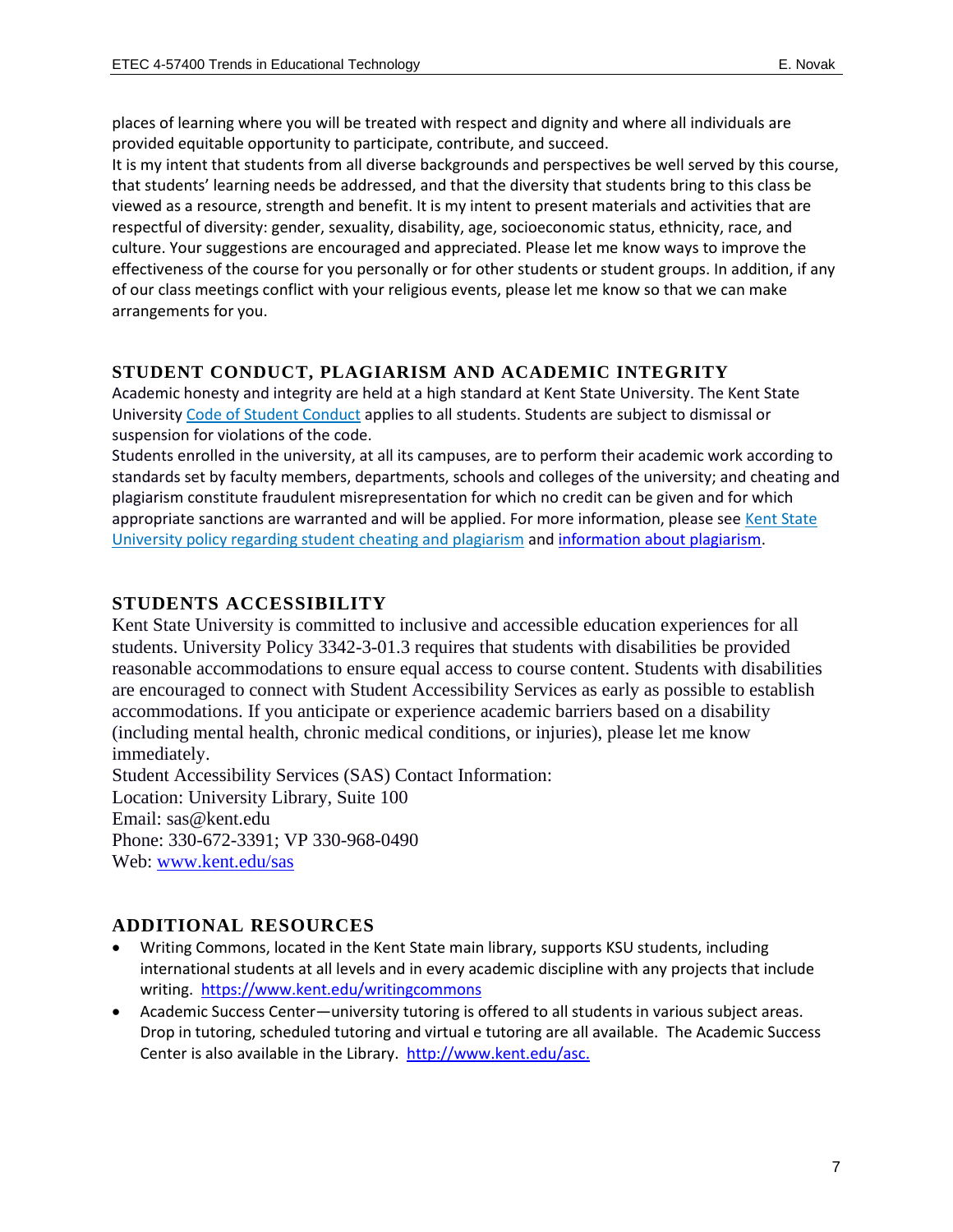places of learning where you will be treated with respect and dignity and where all individuals are provided equitable opportunity to participate, contribute, and succeed.

It is my intent that students from all diverse backgrounds and perspectives be well served by this course, that students' learning needs be addressed, and that the diversity that students bring to this class be viewed as a resource, strength and benefit. It is my intent to present materials and activities that are respectful of diversity: gender, sexuality, disability, age, socioeconomic status, ethnicity, race, and culture. Your suggestions are encouraged and appreciated. Please let me know ways to improve the effectiveness of the course for you personally or for other students or student groups. In addition, if any of our class meetings conflict with your religious events, please let me know so that we can make arrangements for you.

## STUDENT CONDUCT, PLAGIARISM AND ACADEMIC INTEGRITY

Academic honesty and integrity are held at a high standard at Kent State University. The Kent State University Code of Student Conduct applies to all students. Students are subject to dismissal or suspension for violations of the code.

Students enrolled in the university, at all its campuses, are to perform their academic work according to standards set by faculty members, departments, schools and colleges of the university; and cheating and plagiarism constitute fraudulent misrepresentation for which no credit can be given and for which appropriate sanctions are warranted and will be applied. For more information, please see Kent State University policy regarding student cheating and plagiarism and information about plagiarism.

## STUDENTS ACCESSIBILITY

Kent State University is committed to inclusive and accessible education experiences for all students. University Policy 3342-3-01.3 requires that students with disabilities be provided reasonable accommodations to ensure equal access to course content. Students with disabilities are encouraged to connect with Student Accessibility Services as early as possible to establish accommodations. If you anticipate or experience academic barriers based on a disability (including mental health, chronic medical conditions, or injuries), please let me know immediately.

Student Accessibility Services (SAS) Contact Information:
Location: University Library, Suite 100
Email: sas@kent.edu
Phone: 330-672-3391; VP 330-968-0490
Web: www.kent.edu/sas

## ADDITIONAL RESOURCES

- Writing Commons, located in the Kent State main library, supports KSU students, including international students at all levels and in every academic discipline with any projects that include writing. https://www.kent.edu/writingcommons
- Academic Success Center—university tutoring is offered to all students in various subject areas. Drop in tutoring, scheduled tutoring and virtual e tutoring are all available. The Academic Success Center is also available in the Library. http://www.kent.edu/asc.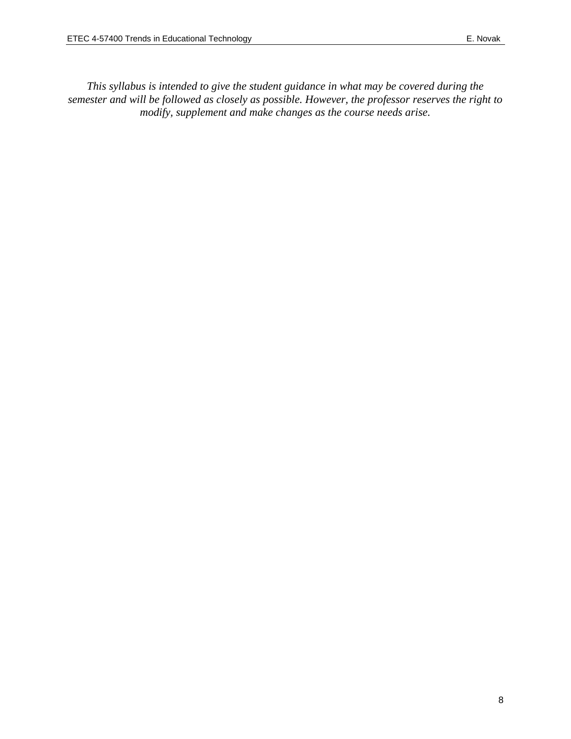*This syllabus is intended to give the student guidance in what may be covered during the semester and will be followed as closely as possible. However, the professor reserves the right to modify, supplement and make changes as the course needs arise.*